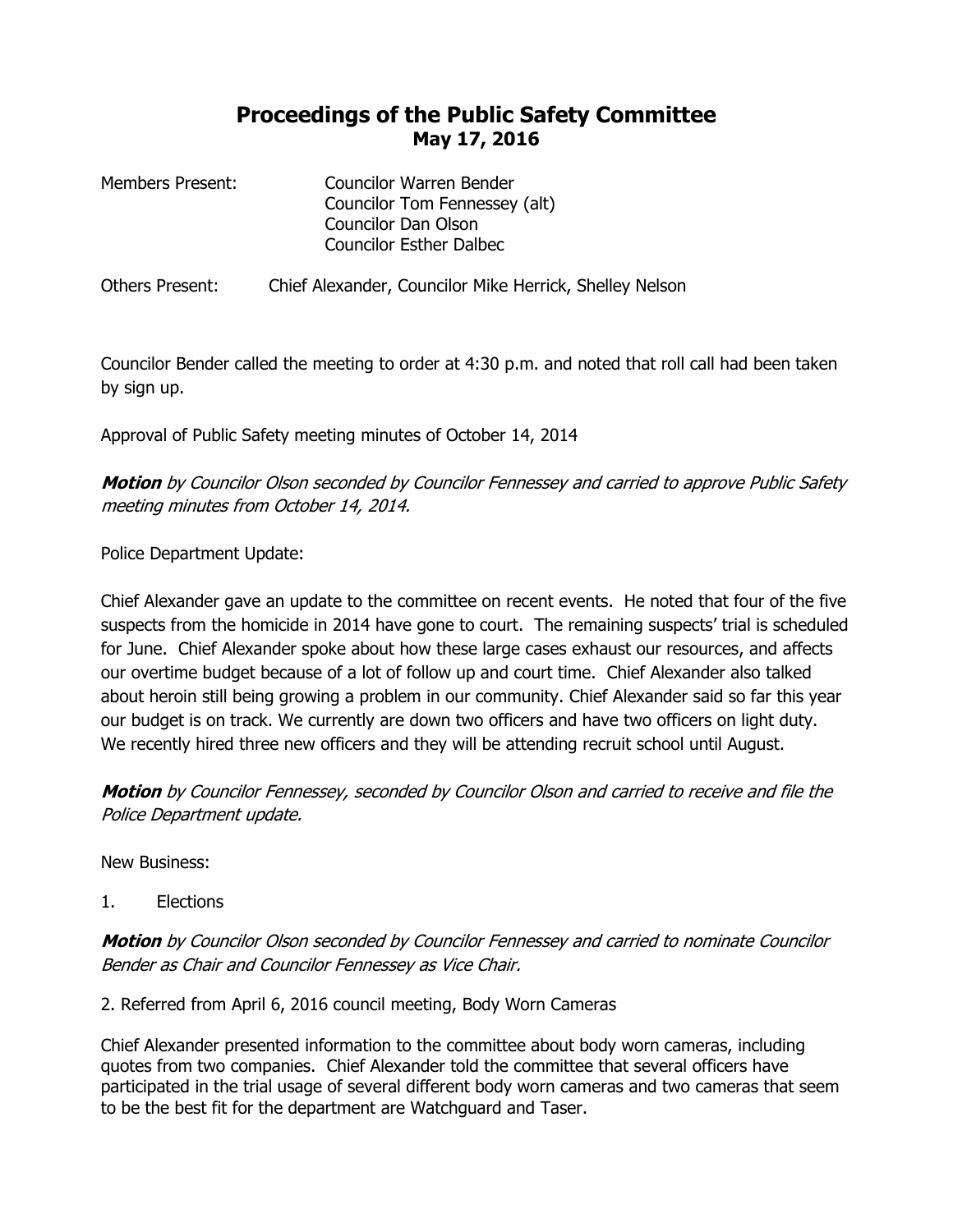# Proceedings of the Public Safety Committee
## May 17, 2016

Members Present: Councilor Warren Bender
Councilor Tom Fennessey (alt)
Councilor Dan Olson
Councilor Esther Dalbec

Others Present: Chief Alexander, Councilor Mike Herrick, Shelley Nelson

Councilor Bender called the meeting to order at 4:30 p.m. and noted that roll call had been taken by sign up.

Approval of Public Safety meeting minutes of October 14, 2014

***Motion** by Councilor Olson seconded by Councilor Fennessey and carried to approve Public Safety meeting minutes from October 14, 2014.*

Police Department Update:

Chief Alexander gave an update to the committee on recent events. He noted that four of the five suspects from the homicide in 2014 have gone to court. The remaining suspects' trial is scheduled for June. Chief Alexander spoke about how these large cases exhaust our resources, and affects our overtime budget because of a lot of follow up and court time. Chief Alexander also talked about heroin still being growing a problem in our community. Chief Alexander said so far this year our budget is on track. We currently are down two officers and have two officers on light duty. We recently hired three new officers and they will be attending recruit school until August.

***Motion** by Councilor Fennessey, seconded by Councilor Olson and carried to receive and file the Police Department update.*

New Business:

1. Elections

***Motion** by Councilor Olson seconded by Councilor Fennessey and carried to nominate Councilor Bender as Chair and Councilor Fennessey as Vice Chair.*

2. Referred from April 6, 2016 council meeting, Body Worn Cameras

Chief Alexander presented information to the committee about body worn cameras, including quotes from two companies. Chief Alexander told the committee that several officers have participated in the trial usage of several different body worn cameras and two cameras that seem to be the best fit for the department are Watchguard and Taser.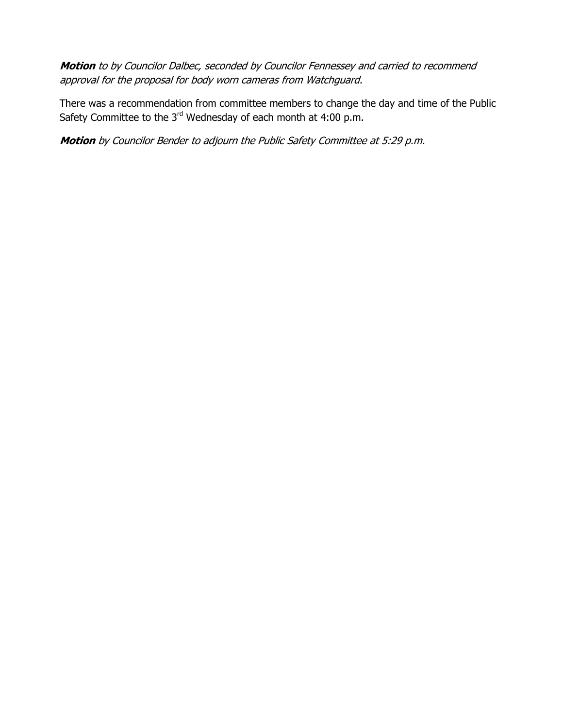***Motion** to by Councilor Dalbec, seconded by Councilor Fennessey and carried to recommend approval for the proposal for body worn cameras from Watchguard.*

There was a recommendation from committee members to change the day and time of the Public Safety Committee to the 3rd Wednesday of each month at 4:00 p.m.

***Motion** by Councilor Bender to adjourn the Public Safety Committee at 5:29 p.m.*